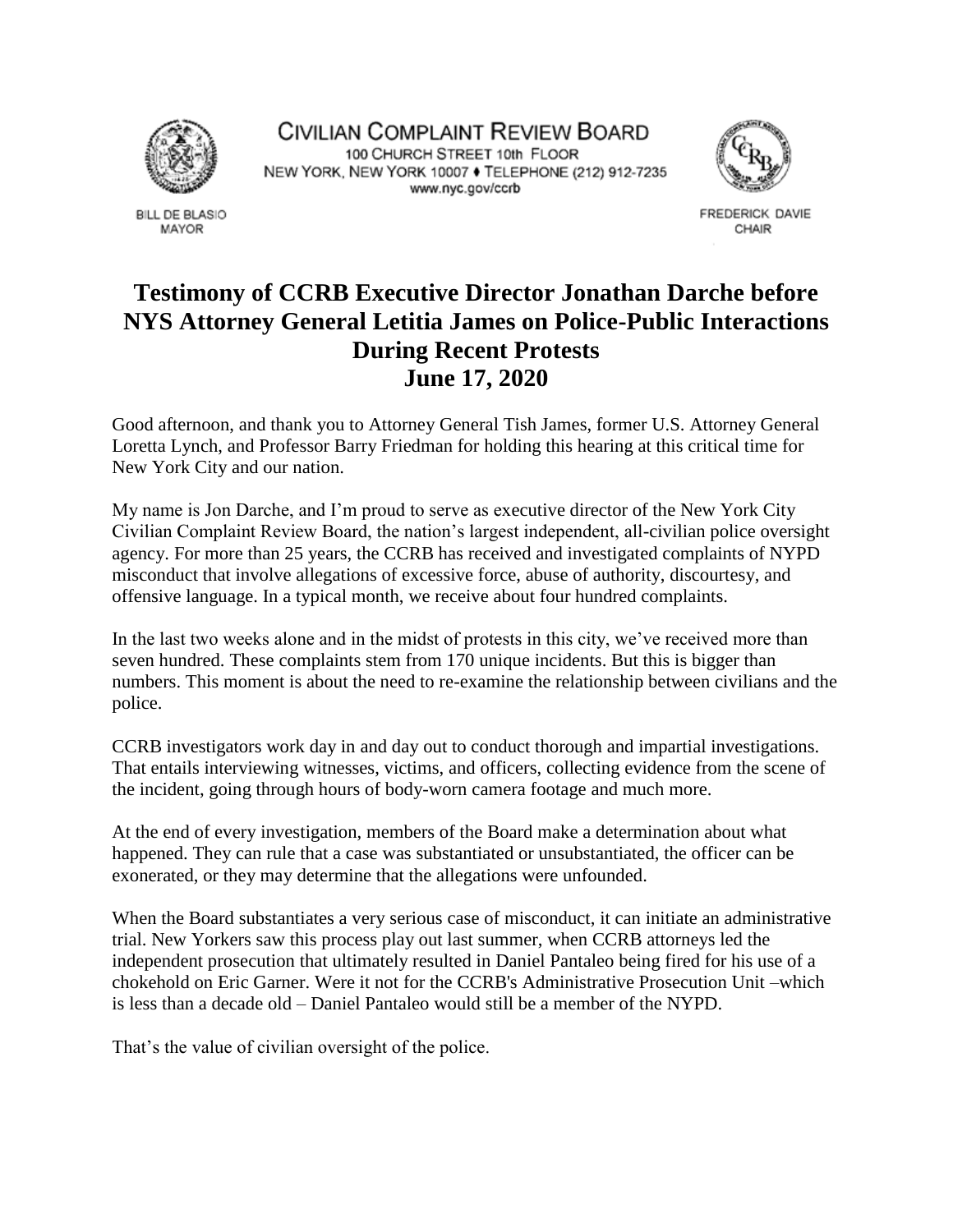CIVILIAN COMPLAINT REVIEW BOARD
100 CHURCH STREET 10th FLOOR
NEW YORK, NEW YORK 10007 ♦ TELEPHONE (212) 912-7235
www.nyc.gov/ccrb

BILL DE BLASIO
MAYOR

FREDERICK DAVIE
CHAIR

# Testimony of CCRB Executive Director Jonathan Darche before NYS Attorney General Letitia James on Police-Public Interactions During Recent Protests June 17, 2020

Good afternoon, and thank you to Attorney General Tish James, former U.S. Attorney General Loretta Lynch, and Professor Barry Friedman for holding this hearing at this critical time for New York City and our nation.

My name is Jon Darche, and I'm proud to serve as executive director of the New York City Civilian Complaint Review Board, the nation's largest independent, all-civilian police oversight agency. For more than 25 years, the CCRB has received and investigated complaints of NYPD misconduct that involve allegations of excessive force, abuse of authority, discourtesy, and offensive language. In a typical month, we receive about four hundred complaints.

In the last two weeks alone and in the midst of protests in this city, we've received more than seven hundred. These complaints stem from 170 unique incidents. But this is bigger than numbers. This moment is about the need to re-examine the relationship between civilians and the police.

CCRB investigators work day in and day out to conduct thorough and impartial investigations. That entails interviewing witnesses, victims, and officers, collecting evidence from the scene of the incident, going through hours of body-worn camera footage and much more.

At the end of every investigation, members of the Board make a determination about what happened. They can rule that a case was substantiated or unsubstantiated, the officer can be exonerated, or they may determine that the allegations were unfounded.

When the Board substantiates a very serious case of misconduct, it can initiate an administrative trial. New Yorkers saw this process play out last summer, when CCRB attorneys led the independent prosecution that ultimately resulted in Daniel Pantaleo being fired for his use of a chokehold on Eric Garner. Were it not for the CCRB's Administrative Prosecution Unit –which is less than a decade old – Daniel Pantaleo would still be a member of the NYPD.

That's the value of civilian oversight of the police.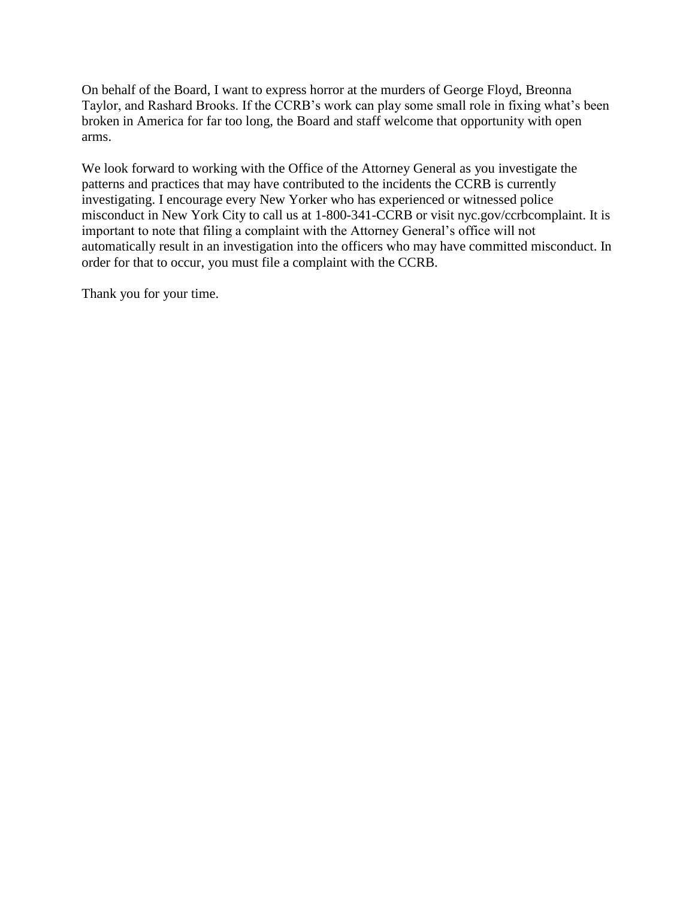On behalf of the Board, I want to express horror at the murders of George Floyd, Breonna Taylor, and Rashard Brooks. If the CCRB's work can play some small role in fixing what's been broken in America for far too long, the Board and staff welcome that opportunity with open arms.

We look forward to working with the Office of the Attorney General as you investigate the patterns and practices that may have contributed to the incidents the CCRB is currently investigating. I encourage every New Yorker who has experienced or witnessed police misconduct in New York City to call us at 1-800-341-CCRB or visit nyc.gov/ccrbcomplaint. It is important to note that filing a complaint with the Attorney General's office will not automatically result in an investigation into the officers who may have committed misconduct. In order for that to occur, you must file a complaint with the CCRB.

Thank you for your time.